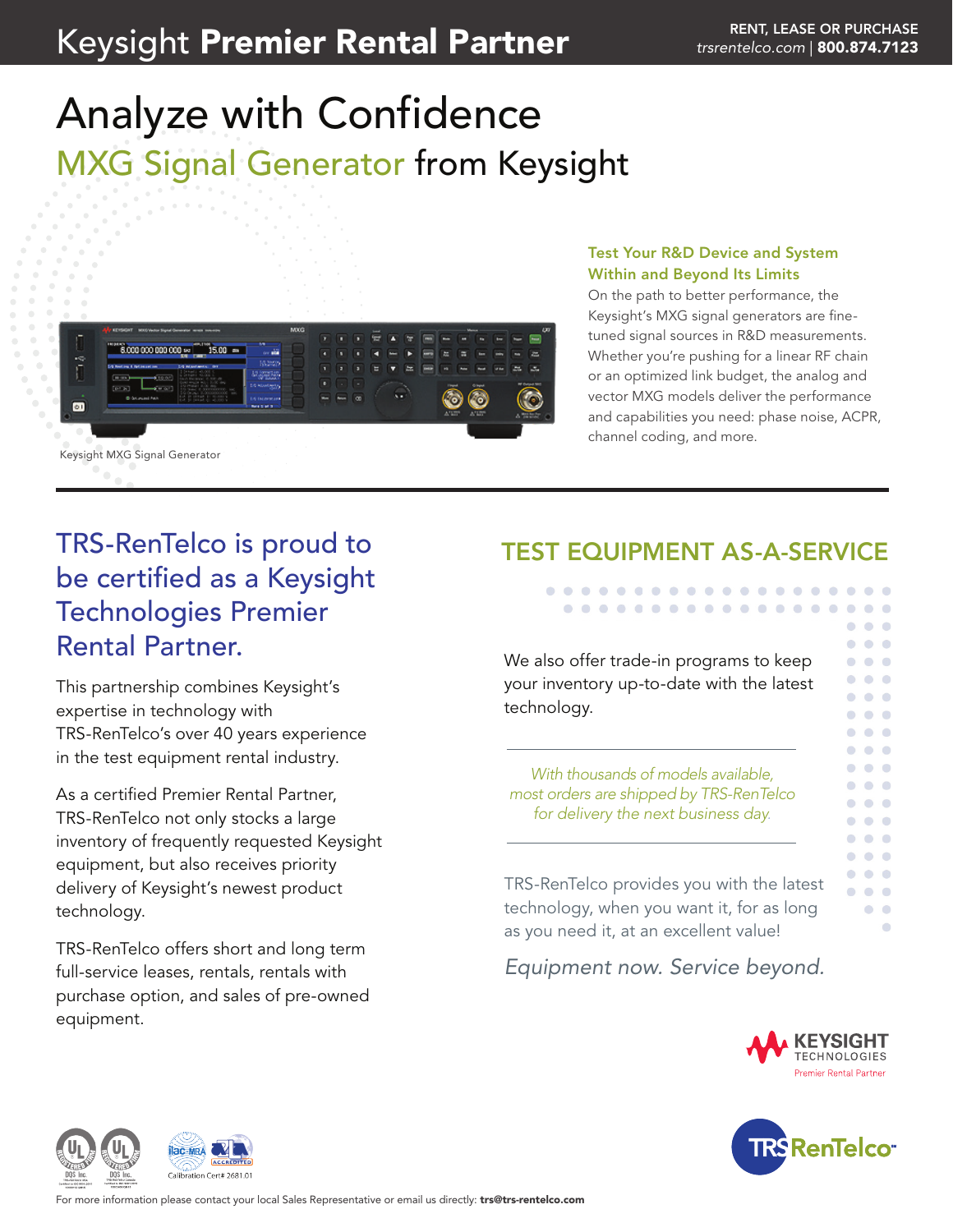# Keysight **Premier Rental Partner**

RENT, LEASE OR PURCHASE
*trsrentelco.com* | **800.874.7123**

# Analyze with Confidence

## MXG Signal Generator from Keysight

Keysight MXG Signal Generator

### Test Your R&D Device and System Within and Beyond Its Limits

On the path to better performance, the Keysight's MXG signal generators are fine-tuned signal sources in R&D measurements. Whether you're pushing for a linear RF chain or an optimized link budget, the analog and vector MXG models deliver the performance and capabilities you need: phase noise, ACPR, channel coding, and more.

## TRS-RenTelco is proud to be certified as a Keysight Technologies Premier Rental Partner.

This partnership combines Keysight's expertise in technology with TRS-RenTelco's over 40 years experience in the test equipment rental industry.

As a certified Premier Rental Partner, TRS-RenTelco not only stocks a large inventory of frequently requested Keysight equipment, but also receives priority delivery of Keysight's newest product technology.

TRS-RenTelco offers short and long term full-service leases, rentals, rentals with purchase option, and sales of pre-owned equipment.

## TEST EQUIPMENT AS-A-SERVICE

We also offer trade-in programs to keep your inventory up-to-date with the latest technology.

*With thousands of models available, most orders are shipped by TRS-RenTelco for delivery the next business day.*

TRS-RenTelco provides you with the latest technology, when you want it, for as long as you need it, at an excellent value!

*Equipment now. Service beyond.*

KEYSIGHT TECHNOLOGIES
Premier Rental Partner

TRS RenTelco

Calibration Cert# 2681.01

For more information please contact your local Sales Representative or email us directly: **trs@trs-rentelco.com**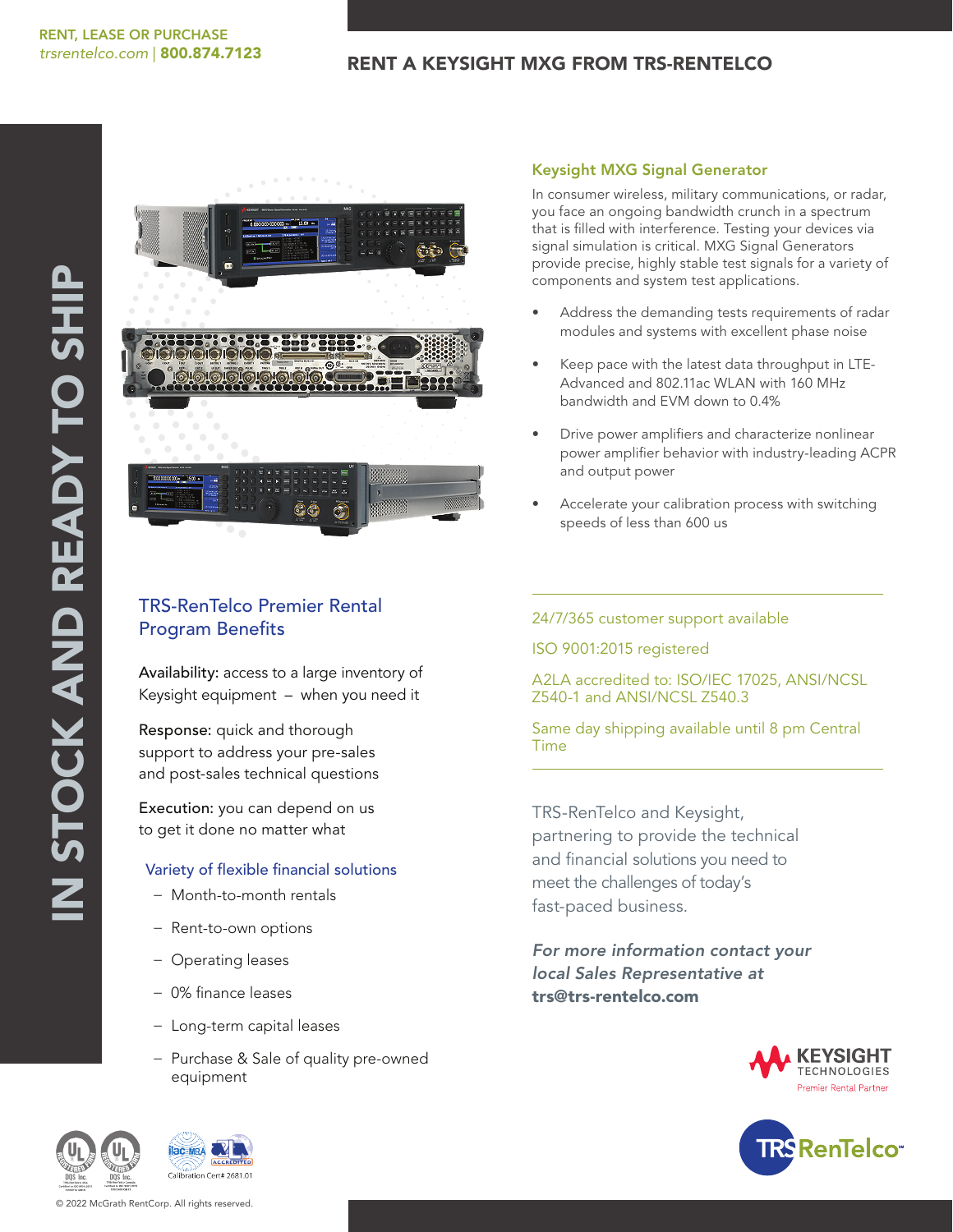RENT, LEASE OR PURCHASE
*trsrentelco.com* | **800.874.7123**

# RENT A KEYSIGHT MXG FROM TRS-RENTELCO

IN STOCK AND READY TO SHIP

## Keysight MXG Signal Generator

In consumer wireless, military communications, or radar, you face an ongoing bandwidth crunch in a spectrum that is filled with interference. Testing your devices via signal simulation is critical. MXG Signal Generators provide precise, highly stable test signals for a variety of components and system test applications.

- Address the demanding tests requirements of radar modules and systems with excellent phase noise
- Keep pace with the latest data throughput in LTE-Advanced and 802.11ac WLAN with 160 MHz bandwidth and EVM down to 0.4%
- Drive power amplifiers and characterize nonlinear power amplifier behavior with industry-leading ACPR and output power
- Accelerate your calibration process with switching speeds of less than 600 us

## TRS-RenTelco Premier Rental Program Benefits

Availability: access to a large inventory of Keysight equipment – when you need it

Response: quick and thorough support to address your pre-sales and post-sales technical questions

Execution: you can depend on us to get it done no matter what

### Variety of flexible financial solutions

- Month-to-month rentals
- Rent-to-own options
- Operating leases
- 0% finance leases
- Long-term capital leases
- Purchase & Sale of quality pre-owned equipment

24/7/365 customer support available

ISO 9001:2015 registered

A2LA accredited to: ISO/IEC 17025, ANSI/NCSL Z540-1 and ANSI/NCSL Z540.3

Same day shipping available until 8 pm Central Time

TRS-RenTelco and Keysight, partnering to provide the technical and financial solutions you need to meet the challenges of today's fast-paced business.

***For more information contact your local Sales Representative at***
**trs@trs-rentelco.com**

KEYSIGHT TECHNOLOGIES
Premier Rental Partner

TRS RenTelco

Calibration Cert# 2681.01

© 2022 McGrath RentCorp. All rights reserved.